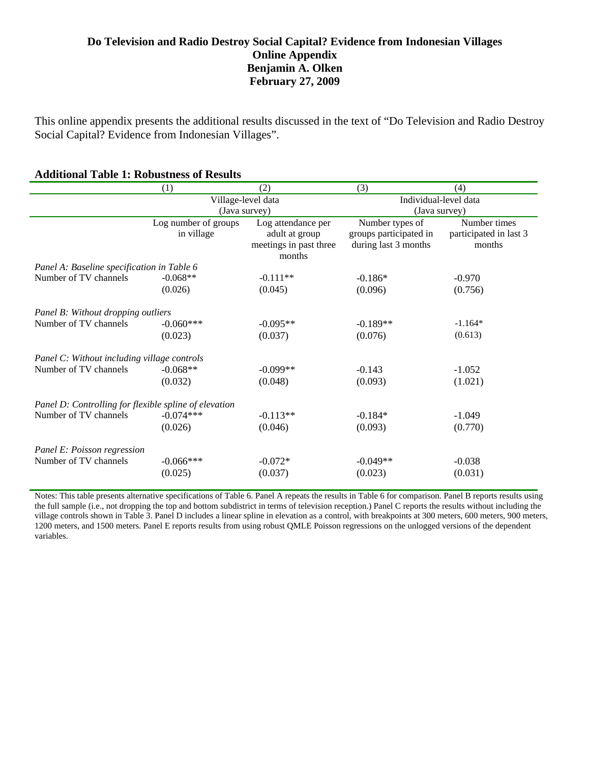# Do Television and Radio Destroy Social Capital? Evidence from Indonesian Villages
## Online Appendix
**Benjamin A. Olken**
**February 27, 2009**

This online appendix presents the additional results discussed in the text of "Do Television and Radio Destroy Social Capital? Evidence from Indonesian Villages".

### Additional Table 1: Robustness of Results

| | (1) | (2) | (3) | (4) |
|---|---|---|---|---|
| | Village-level data (Java survey) | | Individual-level data (Java survey) | |
| | Log number of groups in village | Log attendance per adult at group meetings in past three months | Number types of groups participated in during last 3 months | Number times participated in last 3 months |
| *Panel A: Baseline specification in Table 6* | | | | |
| Number of TV channels | -0.068** | -0.111** | -0.186* | -0.970 |
| | (0.026) | (0.045) | (0.096) | (0.756) |
| *Panel B: Without dropping outliers* | | | | |
| Number of TV channels | -0.060*** | -0.095** | -0.189** | -1.164* |
| | (0.023) | (0.037) | (0.076) | (0.613) |
| *Panel C: Without including village controls* | | | | |
| Number of TV channels | -0.068** | -0.099** | -0.143 | -1.052 |
| | (0.032) | (0.048) | (0.093) | (1.021) |
| *Panel D: Controlling for flexible spline of elevation* | | | | |
| Number of TV channels | -0.074*** | -0.113** | -0.184* | -1.049 |
| | (0.026) | (0.046) | (0.093) | (0.770) |
| *Panel E: Poisson regression* | | | | |
| Number of TV channels | -0.066*** | -0.072* | -0.049** | -0.038 |
| | (0.025) | (0.037) | (0.023) | (0.031) |

Notes: This table presents alternative specifications of Table 6. Panel A repeats the results in Table 6 for comparison. Panel B reports results using the full sample (i.e., not dropping the top and bottom subdistrict in terms of television reception.) Panel C reports the results without including the village controls shown in Table 3. Panel D includes a linear spline in elevation as a control, with breakpoints at 300 meters, 600 meters, 900 meters, 1200 meters, and 1500 meters. Panel E reports results from using robust QMLE Poisson regressions on the unlogged versions of the dependent variables.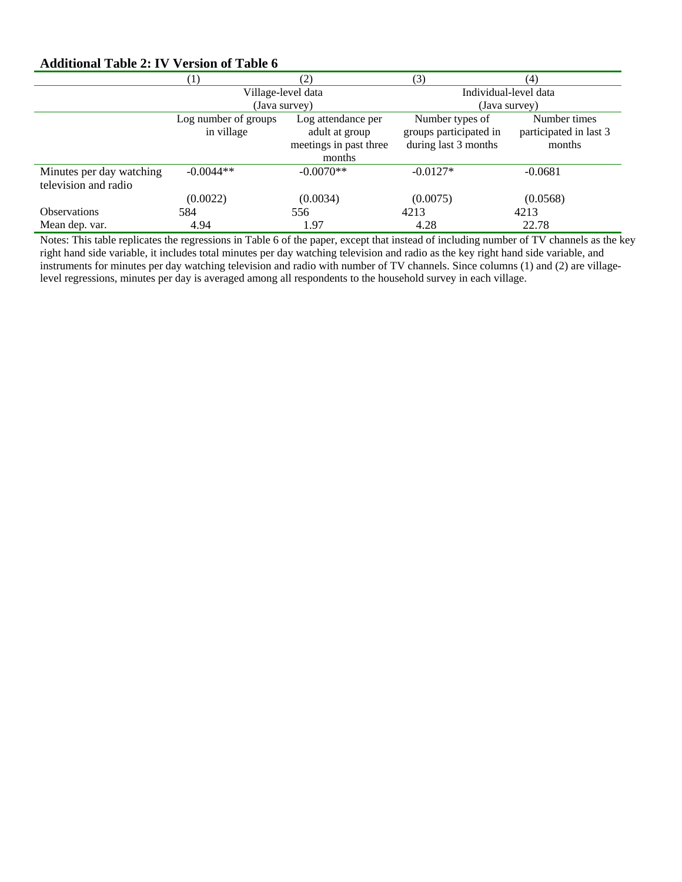**Additional Table 2: IV Version of Table 6**

| | (1) | (2) | (3) | (4) |
|---|---|---|---|---|
| | Village-level data (Java survey) | | Individual-level data (Java survey) | |
| | Log number of groups in village | Log attendance per adult at group meetings in past three months | Number types of groups participated in during last 3 months | Number times participated in last 3 months |
| Minutes per day watching television and radio | -0.0044** | -0.0070** | -0.0127* | -0.0681 |
| | (0.0022) | (0.0034) | (0.0075) | (0.0568) |
| Observations | 584 | 556 | 4213 | 4213 |
| Mean dep. var. | 4.94 | 1.97 | 4.28 | 22.78 |

Notes: This table replicates the regressions in Table 6 of the paper, except that instead of including number of TV channels as the key right hand side variable, it includes total minutes per day watching television and radio as the key right hand side variable, and instruments for minutes per day watching television and radio with number of TV channels. Since columns (1) and (2) are village-level regressions, minutes per day is averaged among all respondents to the household survey in each village.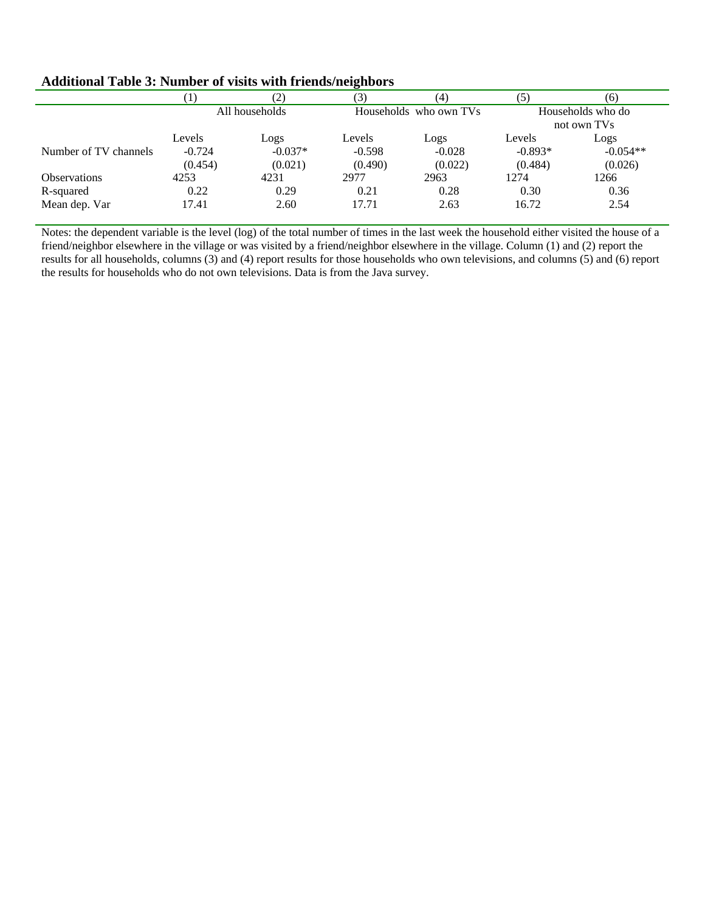**Additional Table 3: Number of visits with friends/neighbors**

| | (1) | (2) | (3) | (4) | (5) | (6) |
|---|---|---|---|---|---|---|
| | All households | | Households who own TVs | | Households who do not own TVs | |
| | Levels | Logs | Levels | Logs | Levels | Logs |
| Number of TV channels | -0.724 | -0.037* | -0.598 | -0.028 | -0.893* | -0.054** |
| | (0.454) | (0.021) | (0.490) | (0.022) | (0.484) | (0.026) |
| Observations | 4253 | 4231 | 2977 | 2963 | 1274 | 1266 |
| R-squared | 0.22 | 0.29 | 0.21 | 0.28 | 0.30 | 0.36 |
| Mean dep. Var | 17.41 | 2.60 | 17.71 | 2.63 | 16.72 | 2.54 |

Notes: the dependent variable is the level (log) of the total number of times in the last week the household either visited the house of a friend/neighbor elsewhere in the village or was visited by a friend/neighbor elsewhere in the village. Column (1) and (2) report the results for all households, columns (3) and (4) report results for those households who own televisions, and columns (5) and (6) report the results for households who do not own televisions. Data is from the Java survey.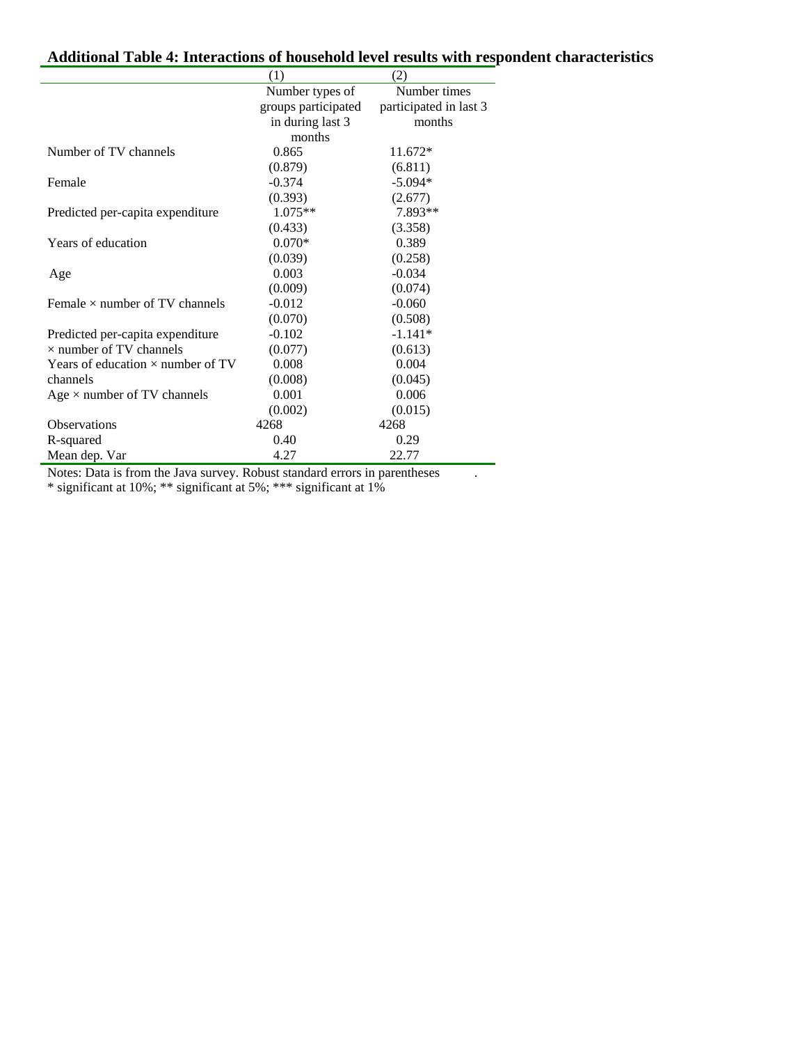## Additional Table 4: Interactions of household level results with respondent characteristics

| | (1) | (2) |
|---|---|---|
| | Number types of groups participated in during last 3 months | Number times participated in last 3 months |
| Number of TV channels | 0.865 | 11.672* |
| | (0.879) | (6.811) |
| Female | -0.374 | -5.094* |
| | (0.393) | (2.677) |
| Predicted per-capita expenditure | 1.075** | 7.893** |
| | (0.433) | (3.358) |
| Years of education | 0.070* | 0.389 |
| | (0.039) | (0.258) |
| Age | 0.003 | -0.034 |
| | (0.009) | (0.074) |
| Female × number of TV channels | -0.012 | -0.060 |
| | (0.070) | (0.508) |
| Predicted per-capita expenditure × number of TV channels | -0.102 | -1.141* |
| | (0.077) | (0.613) |
| Years of education × number of TV channels | 0.008 | 0.004 |
| | (0.008) | (0.045) |
| Age × number of TV channels | 0.001 | 0.006 |
| | (0.002) | (0.015) |
| Observations | 4268 | 4268 |
| R-squared | 0.40 | 0.29 |
| Mean dep. Var | 4.27 | 22.77 |

Notes: Data is from the Java survey. Robust standard errors in parentheses .
* significant at 10%; ** significant at 5%; *** significant at 1%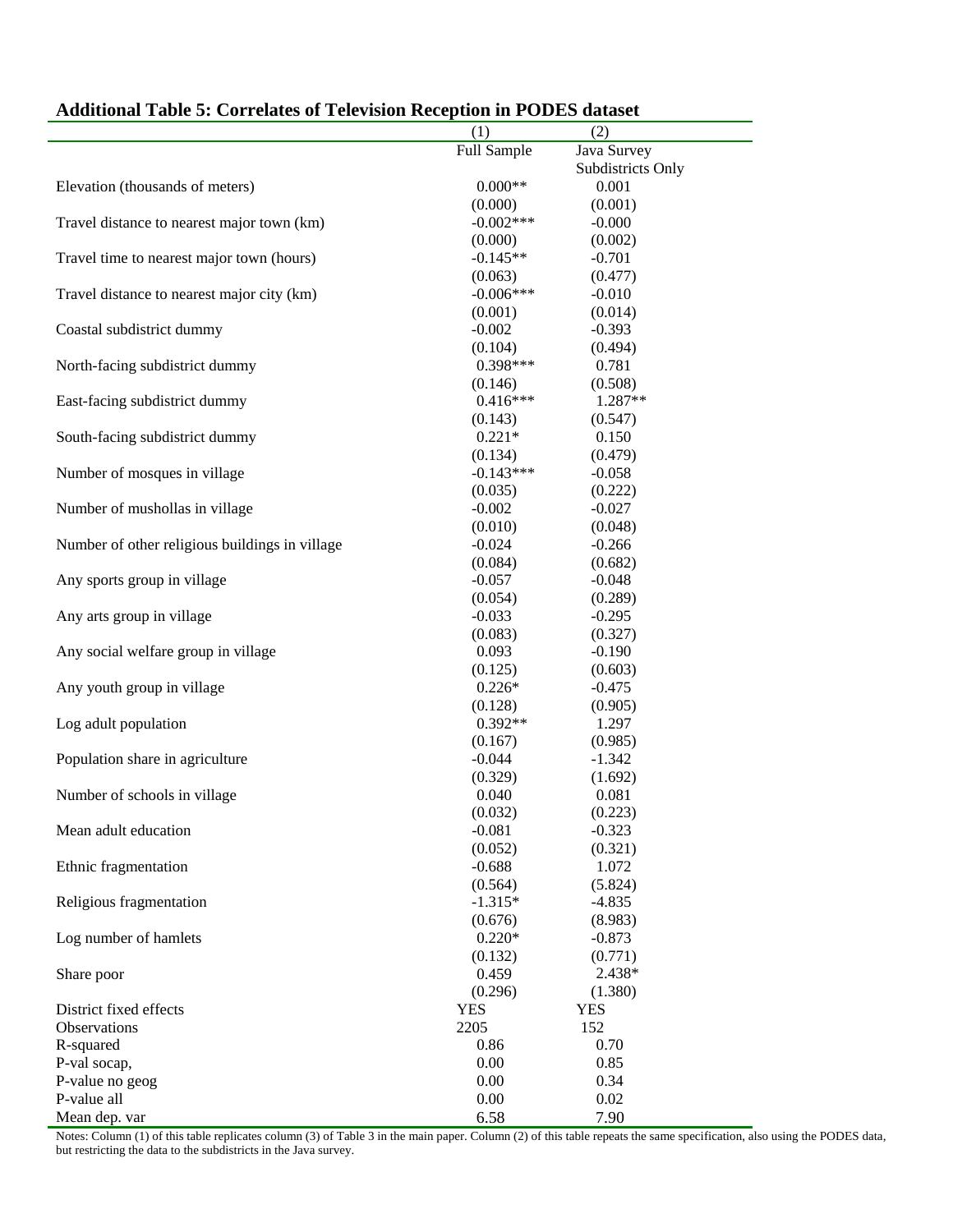## Additional Table 5: Correlates of Television Reception in PODES dataset

| | (1) | (2) |
|---|---|---|
| | Full Sample | Java Survey Subdistricts Only |
| Elevation (thousands of meters) | 0.000** | 0.001 |
| | (0.000) | (0.001) |
| Travel distance to nearest major town (km) | -0.002*** | -0.000 |
| | (0.000) | (0.002) |
| Travel time to nearest major town (hours) | -0.145** | -0.701 |
| | (0.063) | (0.477) |
| Travel distance to nearest major city (km) | -0.006*** | -0.010 |
| | (0.001) | (0.014) |
| Coastal subdistrict dummy | -0.002 | -0.393 |
| | (0.104) | (0.494) |
| North-facing subdistrict dummy | 0.398*** | 0.781 |
| | (0.146) | (0.508) |
| East-facing subdistrict dummy | 0.416*** | 1.287** |
| | (0.143) | (0.547) |
| South-facing subdistrict dummy | 0.221* | 0.150 |
| | (0.134) | (0.479) |
| Number of mosques in village | -0.143*** | -0.058 |
| | (0.035) | (0.222) |
| Number of mushollas in village | -0.002 | -0.027 |
| | (0.010) | (0.048) |
| Number of other religious buildings in village | -0.024 | -0.266 |
| | (0.084) | (0.682) |
| Any sports group in village | -0.057 | -0.048 |
| | (0.054) | (0.289) |
| Any arts group in village | -0.033 | -0.295 |
| | (0.083) | (0.327) |
| Any social welfare group in village | 0.093 | -0.190 |
| | (0.125) | (0.603) |
| Any youth group in village | 0.226* | -0.475 |
| | (0.128) | (0.905) |
| Log adult population | 0.392** | 1.297 |
| | (0.167) | (0.985) |
| Population share in agriculture | -0.044 | -1.342 |
| | (0.329) | (1.692) |
| Number of schools in village | 0.040 | 0.081 |
| | (0.032) | (0.223) |
| Mean adult education | -0.081 | -0.323 |
| | (0.052) | (0.321) |
| Ethnic fragmentation | -0.688 | 1.072 |
| | (0.564) | (5.824) |
| Religious fragmentation | -1.315* | -4.835 |
| | (0.676) | (8.983) |
| Log number of hamlets | 0.220* | -0.873 |
| | (0.132) | (0.771) |
| Share poor | 0.459 | 2.438* |
| | (0.296) | (1.380) |
| District fixed effects | YES | YES |
| Observations | 2205 | 152 |
| R-squared | 0.86 | 0.70 |
| P-val socap, | 0.00 | 0.85 |
| P-value no geog | 0.00 | 0.34 |
| P-value all | 0.00 | 0.02 |
| Mean dep. var | 6.58 | 7.90 |

Notes: Column (1) of this table replicates column (3) of Table 3 in the main paper. Column (2) of this table repeats the same specification, also using the PODES data, but restricting the data to the subdistricts in the Java survey.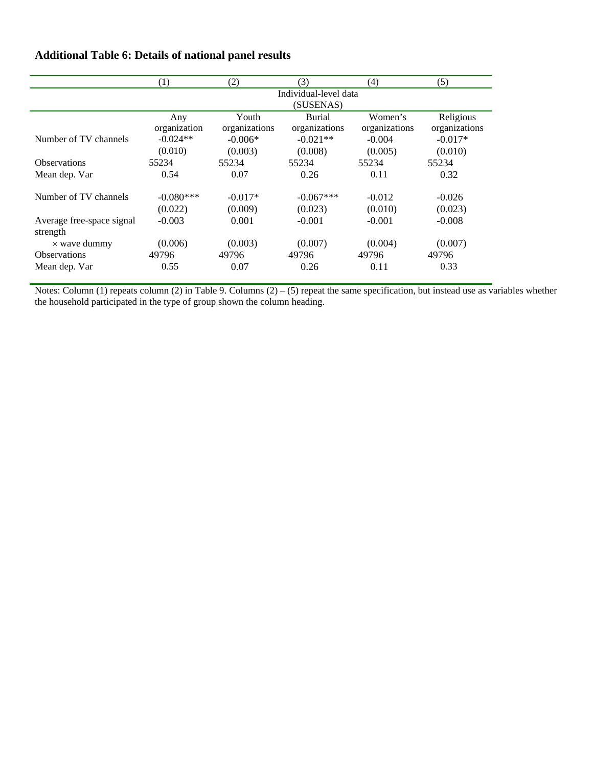## Additional Table 6: Details of national panel results

| | (1) | (2) | (3) | (4) | (5) |
|---|---|---|---|---|---|
| | Individual-level data (SUSENAS) | | | | |
| | Any organization | Youth organizations | Burial organizations | Women's organizations | Religious organizations |
| Number of TV channels | -0.024** | -0.006* | -0.021** | -0.004 | -0.017* |
| | (0.010) | (0.003) | (0.008) | (0.005) | (0.010) |
| Observations | 55234 | 55234 | 55234 | 55234 | 55234 |
| Mean dep. Var | 0.54 | 0.07 | 0.26 | 0.11 | 0.32 |
| | | | | | |
| Number of TV channels | -0.080*** | -0.017* | -0.067*** | -0.012 | -0.026 |
| | (0.022) | (0.009) | (0.023) | (0.010) | (0.023) |
| Average free-space signal strength | -0.003 | 0.001 | -0.001 | -0.001 | -0.008 |
| × wave dummy | (0.006) | (0.003) | (0.007) | (0.004) | (0.007) |
| Observations | 49796 | 49796 | 49796 | 49796 | 49796 |
| Mean dep. Var | 0.55 | 0.07 | 0.26 | 0.11 | 0.33 |

Notes: Column (1) repeats column (2) in Table 9. Columns (2) – (5) repeat the same specification, but instead use as variables whether the household participated in the type of group shown the column heading.